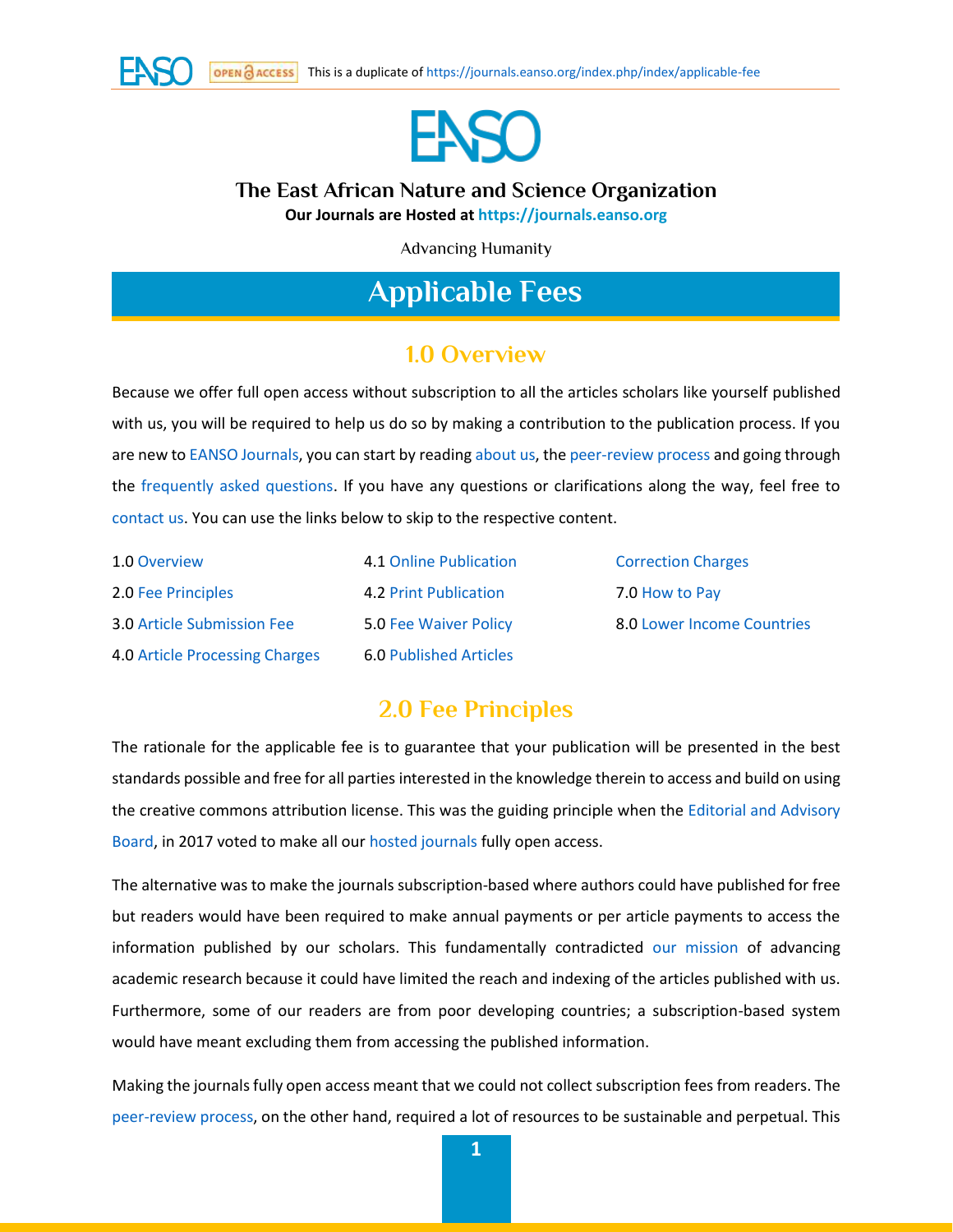This is a duplicate of https://journals.eanso.org/index.php/index/applicable-fee

# The East African Nature and Science Organization

**Our Journals are Hosted at https://journals.eanso.org**

Advancing Humanity

# Applicable Fees

## 1.0 Overview

Because we offer full open access without subscription to all the articles scholars like yourself published with us, you will be required to help us do so by making a contribution to the publication process. If you are new to EANSO Journals, you can start by reading about us, the peer-review process and going through the frequently asked questions. If you have any questions or clarifications along the way, feel free to contact us. You can use the links below to skip to the respective content.

- 1.0 Overview
- 2.0 Fee Principles
- 3.0 Article Submission Fee
- 4.0 Article Processing Charges
- 4.1 Online Publication
- 4.2 Print Publication
- 5.0 Fee Waiver Policy
- 6.0 Published Articles
- Correction Charges
- 7.0 How to Pay
- 8.0 Lower Income Countries

## 2.0 Fee Principles

The rationale for the applicable fee is to guarantee that your publication will be presented in the best standards possible and free for all parties interested in the knowledge therein to access and build on using the creative commons attribution license. This was the guiding principle when the Editorial and Advisory Board, in 2017 voted to make all our hosted journals fully open access.

The alternative was to make the journals subscription-based where authors could have published for free but readers would have been required to make annual payments or per article payments to access the information published by our scholars. This fundamentally contradicted our mission of advancing academic research because it could have limited the reach and indexing of the articles published with us. Furthermore, some of our readers are from poor developing countries; a subscription-based system would have meant excluding them from accessing the published information.

Making the journals fully open access meant that we could not collect subscription fees from readers. The peer-review process, on the other hand, required a lot of resources to be sustainable and perpetual. This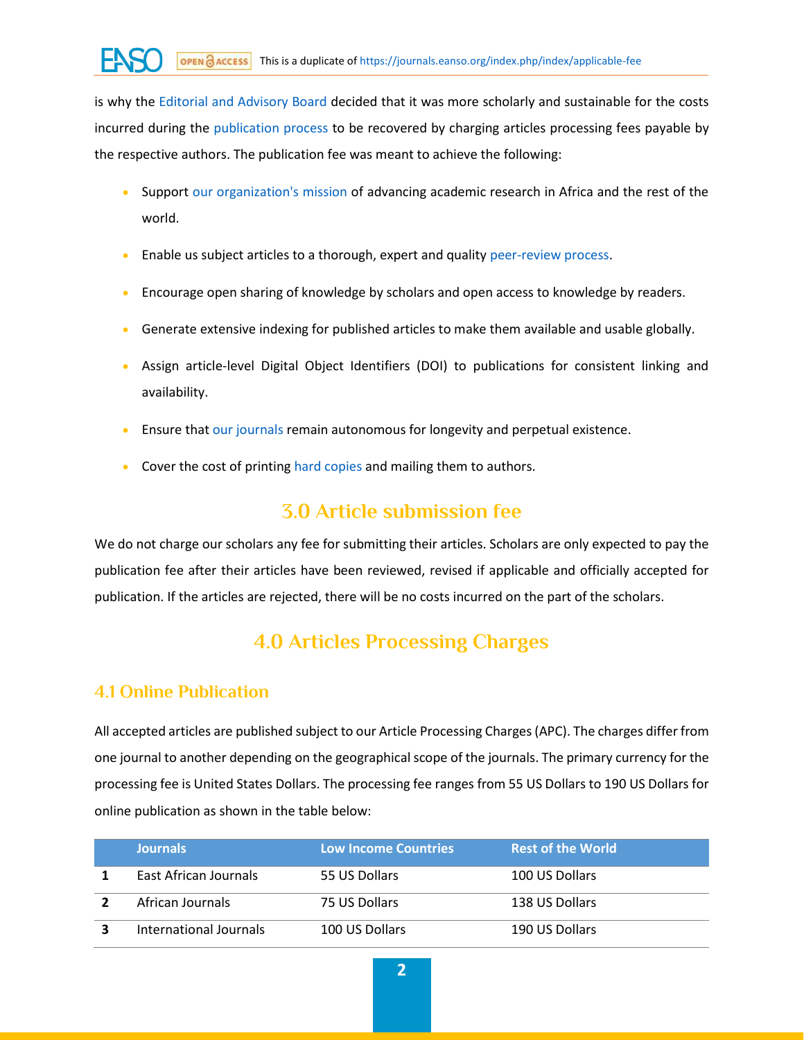is why the Editorial and Advisory Board decided that it was more scholarly and sustainable for the costs incurred during the publication process to be recovered by charging articles processing fees payable by the respective authors. The publication fee was meant to achieve the following:

- Support our organization's mission of advancing academic research in Africa and the rest of the world.
- Enable us subject articles to a thorough, expert and quality peer-review process.
- Encourage open sharing of knowledge by scholars and open access to knowledge by readers.
- Generate extensive indexing for published articles to make them available and usable globally.
- Assign article-level Digital Object Identifiers (DOI) to publications for consistent linking and availability.
- Ensure that our journals remain autonomous for longevity and perpetual existence.
- Cover the cost of printing hard copies and mailing them to authors.

## 3.0 Article submission fee

We do not charge our scholars any fee for submitting their articles. Scholars are only expected to pay the publication fee after their articles have been reviewed, revised if applicable and officially accepted for publication. If the articles are rejected, there will be no costs incurred on the part of the scholars.

## 4.0 Articles Processing Charges

### 4.1 Online Publication

All accepted articles are published subject to our Article Processing Charges (APC). The charges differ from one journal to another depending on the geographical scope of the journals. The primary currency for the processing fee is United States Dollars. The processing fee ranges from 55 US Dollars to 190 US Dollars for online publication as shown in the table below:

| | Journals | Low Income Countries | Rest of the World |
|---|---|---|---|
| **1** | East African Journals | 55 US Dollars | 100 US Dollars |
| **2** | African Journals | 75 US Dollars | 138 US Dollars |
| **3** | International Journals | 100 US Dollars | 190 US Dollars |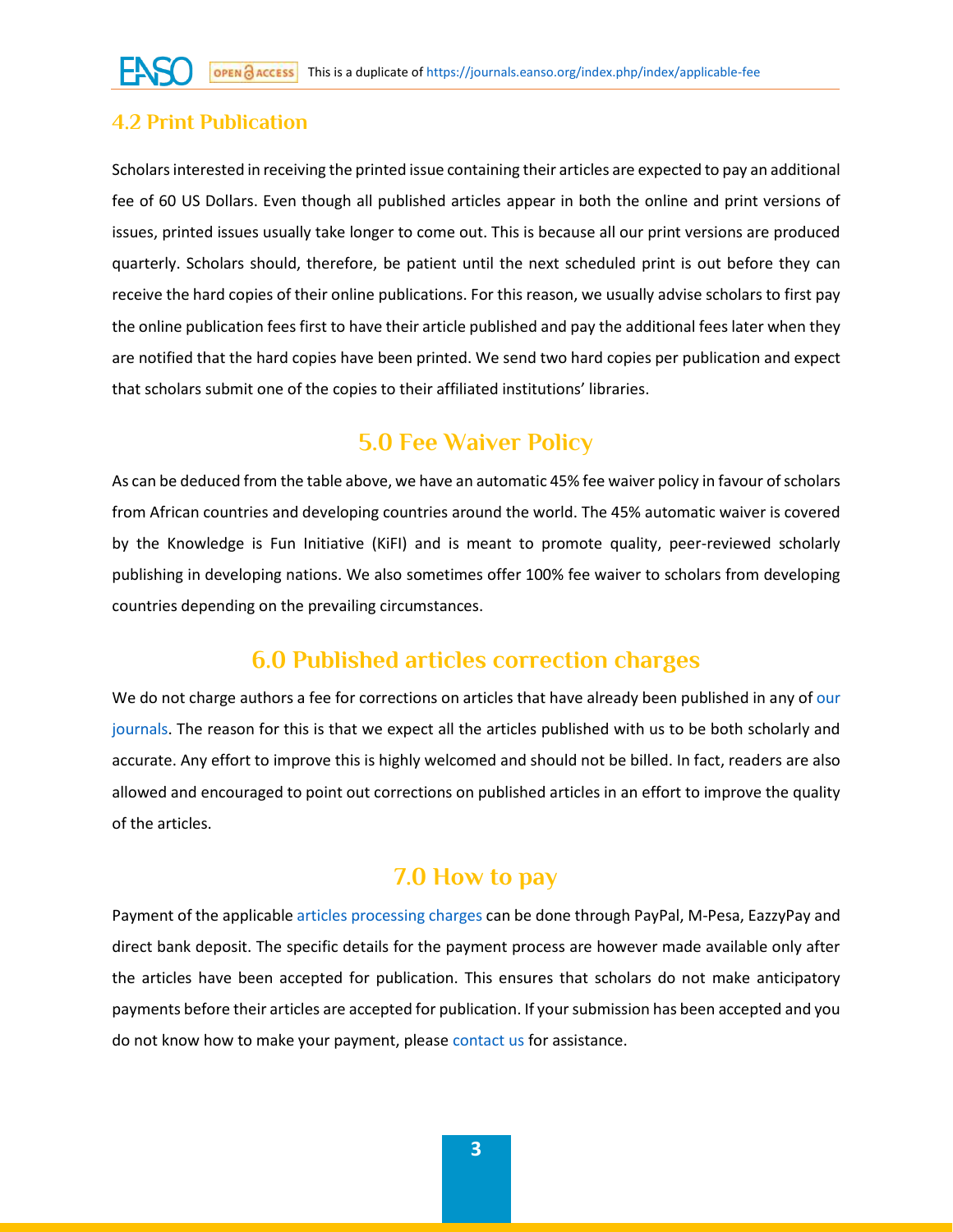### 4.2 Print Publication

Scholars interested in receiving the printed issue containing their articles are expected to pay an additional fee of 60 US Dollars. Even though all published articles appear in both the online and print versions of issues, printed issues usually take longer to come out. This is because all our print versions are produced quarterly. Scholars should, therefore, be patient until the next scheduled print is out before they can receive the hard copies of their online publications. For this reason, we usually advise scholars to first pay the online publication fees first to have their article published and pay the additional fees later when they are notified that the hard copies have been printed. We send two hard copies per publication and expect that scholars submit one of the copies to their affiliated institutions' libraries.

## 5.0 Fee Waiver Policy

As can be deduced from the table above, we have an automatic 45% fee waiver policy in favour of scholars from African countries and developing countries around the world. The 45% automatic waiver is covered by the Knowledge is Fun Initiative (KiFI) and is meant to promote quality, peer-reviewed scholarly publishing in developing nations. We also sometimes offer 100% fee waiver to scholars from developing countries depending on the prevailing circumstances.

## 6.0 Published articles correction charges

We do not charge authors a fee for corrections on articles that have already been published in any of our journals. The reason for this is that we expect all the articles published with us to be both scholarly and accurate. Any effort to improve this is highly welcomed and should not be billed. In fact, readers are also allowed and encouraged to point out corrections on published articles in an effort to improve the quality of the articles.

## 7.0 How to pay

Payment of the applicable articles processing charges can be done through PayPal, M-Pesa, EazzyPay and direct bank deposit. The specific details for the payment process are however made available only after the articles have been accepted for publication. This ensures that scholars do not make anticipatory payments before their articles are accepted for publication. If your submission has been accepted and you do not know how to make your payment, please contact us for assistance.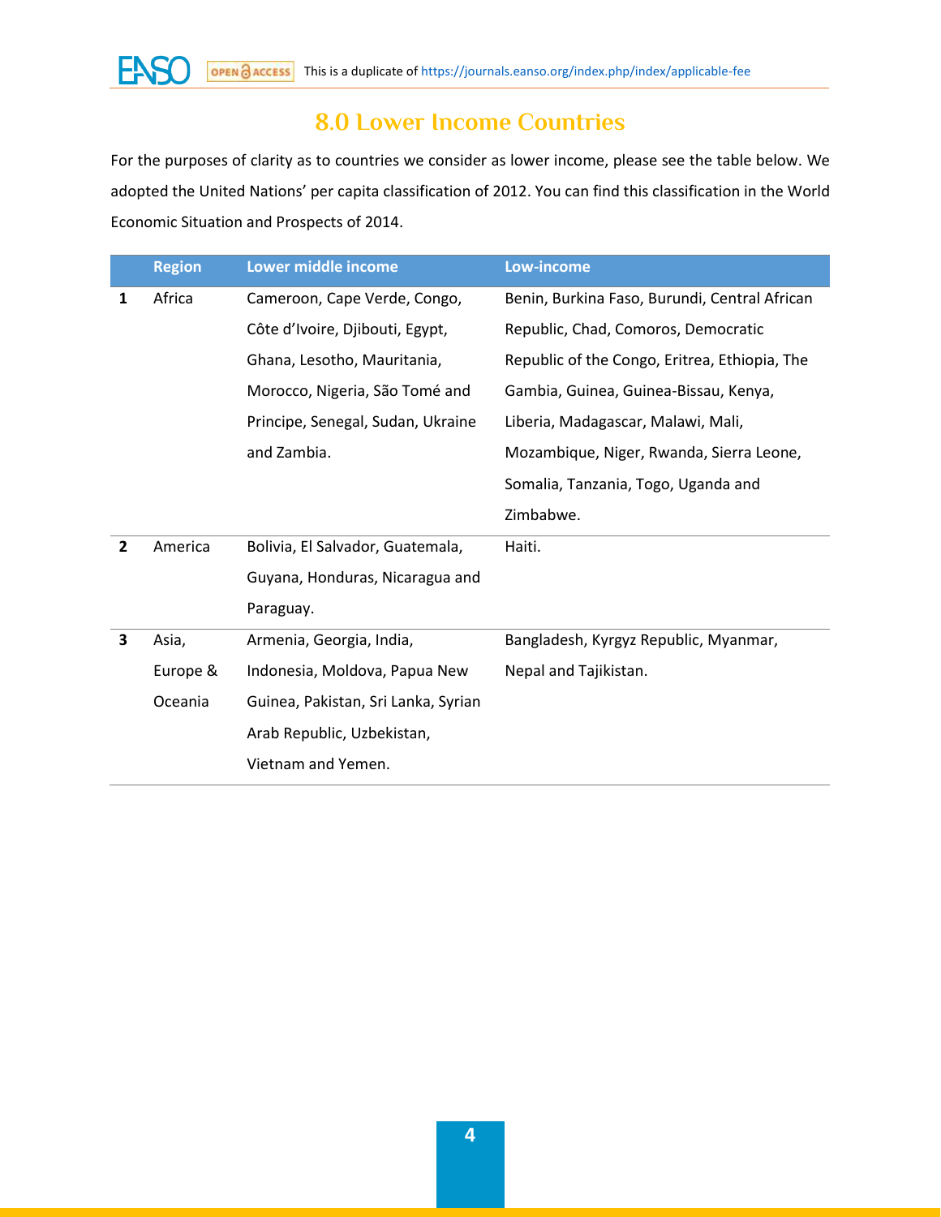# 8.0 Lower Income Countries

For the purposes of clarity as to countries we consider as lower income, please see the table below. We adopted the United Nations' per capita classification of 2012. You can find this classification in the World Economic Situation and Prospects of 2014.

| | Region | Lower middle income | Low-income |
|---|---|---|---|
| **1** | Africa | Cameroon, Cape Verde, Congo, Côte d'Ivoire, Djibouti, Egypt, Ghana, Lesotho, Mauritania, Morocco, Nigeria, São Tomé and Principe, Senegal, Sudan, Ukraine and Zambia. | Benin, Burkina Faso, Burundi, Central African Republic, Chad, Comoros, Democratic Republic of the Congo, Eritrea, Ethiopia, The Gambia, Guinea, Guinea-Bissau, Kenya, Liberia, Madagascar, Malawi, Mali, Mozambique, Niger, Rwanda, Sierra Leone, Somalia, Tanzania, Togo, Uganda and Zimbabwe. |
| **2** | America | Bolivia, El Salvador, Guatemala, Guyana, Honduras, Nicaragua and Paraguay. | Haiti. |
| **3** | Asia, Europe & Oceania | Armenia, Georgia, India, Indonesia, Moldova, Papua New Guinea, Pakistan, Sri Lanka, Syrian Arab Republic, Uzbekistan, Vietnam and Yemen. | Bangladesh, Kyrgyz Republic, Myanmar, Nepal and Tajikistan. |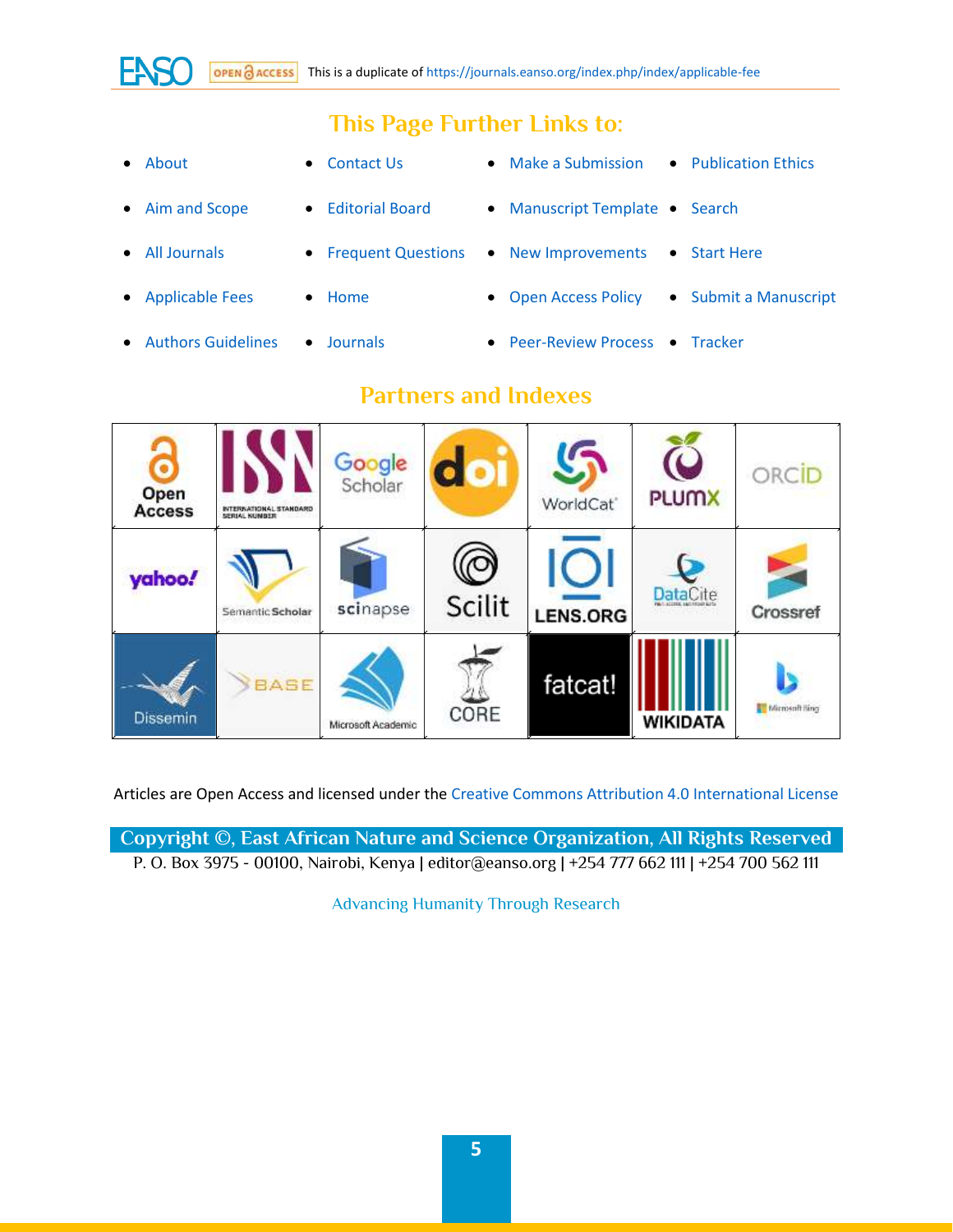## This Page Further Links to:

- About
- Aim and Scope
- All Journals
- Applicable Fees
- Authors Guidelines
- Contact Us
- Editorial Board
- Frequent Questions
- Home
- Journals
- Make a Submission
- Manuscript Template
- New Improvements
- Open Access Policy
- Peer-Review Process
- Publication Ethics
- Search
- Start Here
- Submit a Manuscript
- Tracker

## Partners and Indexes

| | | | | | | |
|---|---|---|---|---|---|---|
| Open Access | ISSN INTERNATIONAL STANDARD SERIAL NUMBER | Google Scholar | doi | WorldCat | PLUMX | ORCID |
| yahoo! | Semantic Scholar | scinapse | Scilit | LENS.ORG | DataCite | Crossref |
| Dissemin | BASE | Microsoft Academic | CORE | fatcat! | WIKIDATA | Microsoft Bing |

Articles are Open Access and licensed under the Creative Commons Attribution 4.0 International License

**Copyright ©, East African Nature and Science Organization, All Rights Reserved**

P. O. Box 3975 - 00100, Nairobi, Kenya | editor@eanso.org | +254 777 662 111 | +254 700 562 111

Advancing Humanity Through Research